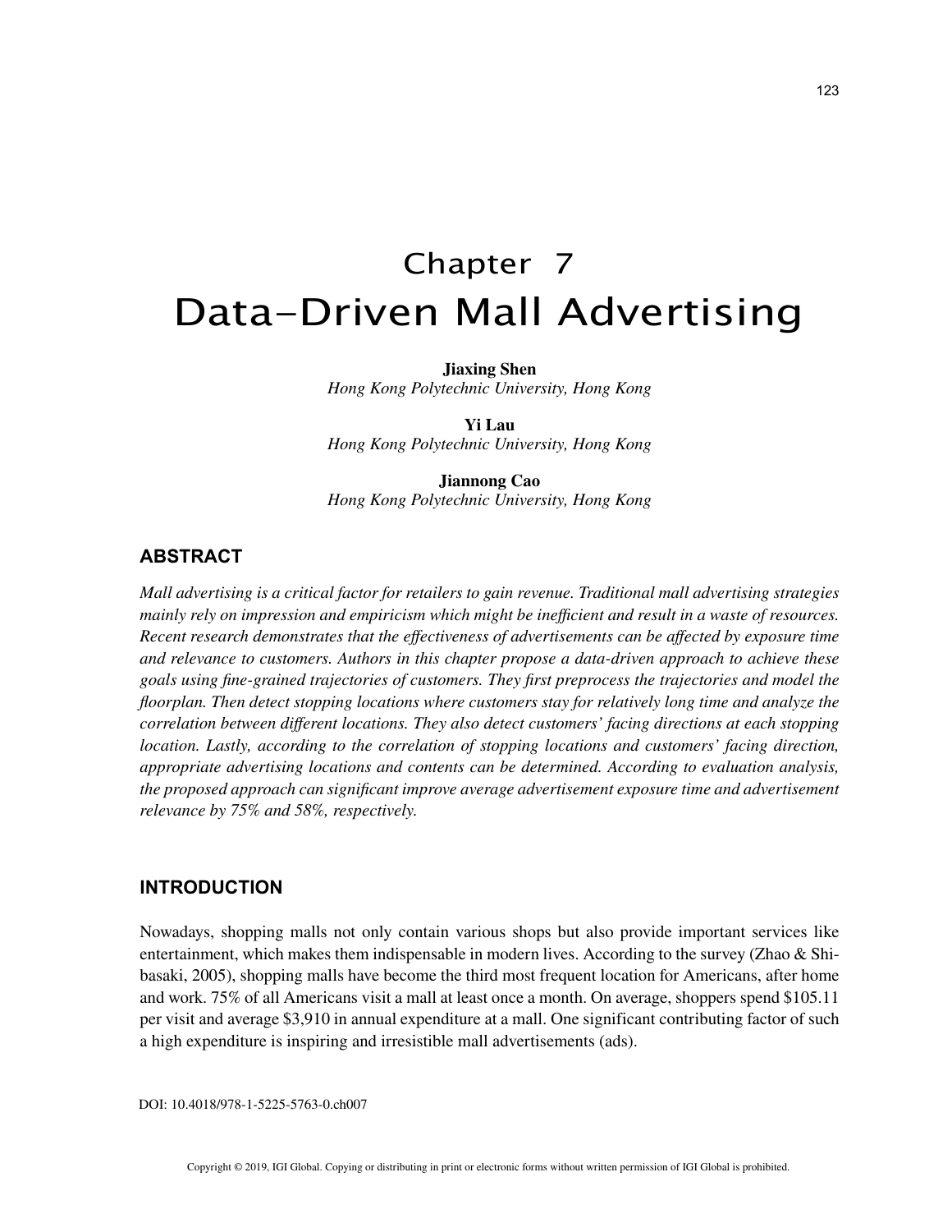# Chapter 7
# Data-Driven Mall Advertising

**Jiaxing Shen**
*Hong Kong Polytechnic University, Hong Kong*

**Yi Lau**
*Hong Kong Polytechnic University, Hong Kong*

**Jiannong Cao**
*Hong Kong Polytechnic University, Hong Kong*

## ABSTRACT

*Mall advertising is a critical factor for retailers to gain revenue. Traditional mall advertising strategies mainly rely on impression and empiricism which might be inefficient and result in a waste of resources. Recent research demonstrates that the effectiveness of advertisements can be affected by exposure time and relevance to customers. Authors in this chapter propose a data-driven approach to achieve these goals using fine-grained trajectories of customers. They first preprocess the trajectories and model the floorplan. Then detect stopping locations where customers stay for relatively long time and analyze the correlation between different locations. They also detect customers' facing directions at each stopping location. Lastly, according to the correlation of stopping locations and customers' facing direction, appropriate advertising locations and contents can be determined. According to evaluation analysis, the proposed approach can significant improve average advertisement exposure time and advertisement relevance by 75% and 58%, respectively.*

## INTRODUCTION

Nowadays, shopping malls not only contain various shops but also provide important services like entertainment, which makes them indispensable in modern lives. According to the survey (Zhao & Shibasaki, 2005), shopping malls have become the third most frequent location for Americans, after home and work. 75% of all Americans visit a mall at least once a month. On average, shoppers spend $105.11 per visit and average $3,910 in annual expenditure at a mall. One significant contributing factor of such a high expenditure is inspiring and irresistible mall advertisements (ads).

DOI: 10.4018/978-1-5225-5763-0.ch007

Copyright © 2019, IGI Global. Copying or distributing in print or electronic forms without written permission of IGI Global is prohibited.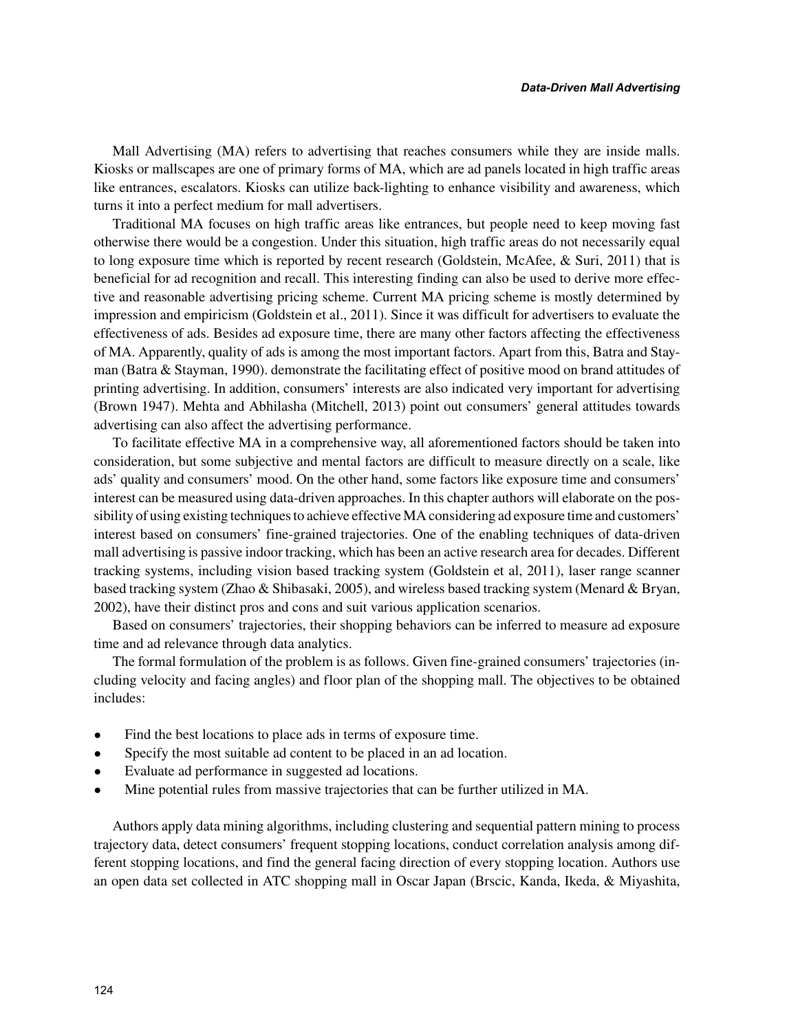Mall Advertising (MA) refers to advertising that reaches consumers while they are inside malls. Kiosks or mallscapes are one of primary forms of MA, which are ad panels located in high traffic areas like entrances, escalators. Kiosks can utilize back-lighting to enhance visibility and awareness, which turns it into a perfect medium for mall advertisers.

Traditional MA focuses on high traffic areas like entrances, but people need to keep moving fast otherwise there would be a congestion. Under this situation, high traffic areas do not necessarily equal to long exposure time which is reported by recent research (Goldstein, McAfee, & Suri, 2011) that is beneficial for ad recognition and recall. This interesting finding can also be used to derive more effective and reasonable advertising pricing scheme. Current MA pricing scheme is mostly determined by impression and empiricism (Goldstein et al., 2011). Since it was difficult for advertisers to evaluate the effectiveness of ads. Besides ad exposure time, there are many other factors affecting the effectiveness of MA. Apparently, quality of ads is among the most important factors. Apart from this, Batra and Stayman (Batra & Stayman, 1990). demonstrate the facilitating effect of positive mood on brand attitudes of printing advertising. In addition, consumers' interests are also indicated very important for advertising (Brown 1947). Mehta and Abhilasha (Mitchell, 2013) point out consumers' general attitudes towards advertising can also affect the advertising performance.

To facilitate effective MA in a comprehensive way, all aforementioned factors should be taken into consideration, but some subjective and mental factors are difficult to measure directly on a scale, like ads' quality and consumers' mood. On the other hand, some factors like exposure time and consumers' interest can be measured using data-driven approaches. In this chapter authors will elaborate on the possibility of using existing techniques to achieve effective MA considering ad exposure time and customers' interest based on consumers' fine-grained trajectories. One of the enabling techniques of data-driven mall advertising is passive indoor tracking, which has been an active research area for decades. Different tracking systems, including vision based tracking system (Goldstein et al, 2011), laser range scanner based tracking system (Zhao & Shibasaki, 2005), and wireless based tracking system (Menard & Bryan, 2002), have their distinct pros and cons and suit various application scenarios.

Based on consumers' trajectories, their shopping behaviors can be inferred to measure ad exposure time and ad relevance through data analytics.

The formal formulation of the problem is as follows. Given fine-grained consumers' trajectories (including velocity and facing angles) and floor plan of the shopping mall. The objectives to be obtained includes:

- Find the best locations to place ads in terms of exposure time.
- Specify the most suitable ad content to be placed in an ad location.
- Evaluate ad performance in suggested ad locations.
- Mine potential rules from massive trajectories that can be further utilized in MA.

Authors apply data mining algorithms, including clustering and sequential pattern mining to process trajectory data, detect consumers' frequent stopping locations, conduct correlation analysis among different stopping locations, and find the general facing direction of every stopping location. Authors use an open data set collected in ATC shopping mall in Oscar Japan (Brscic, Kanda, Ikeda, & Miyashita,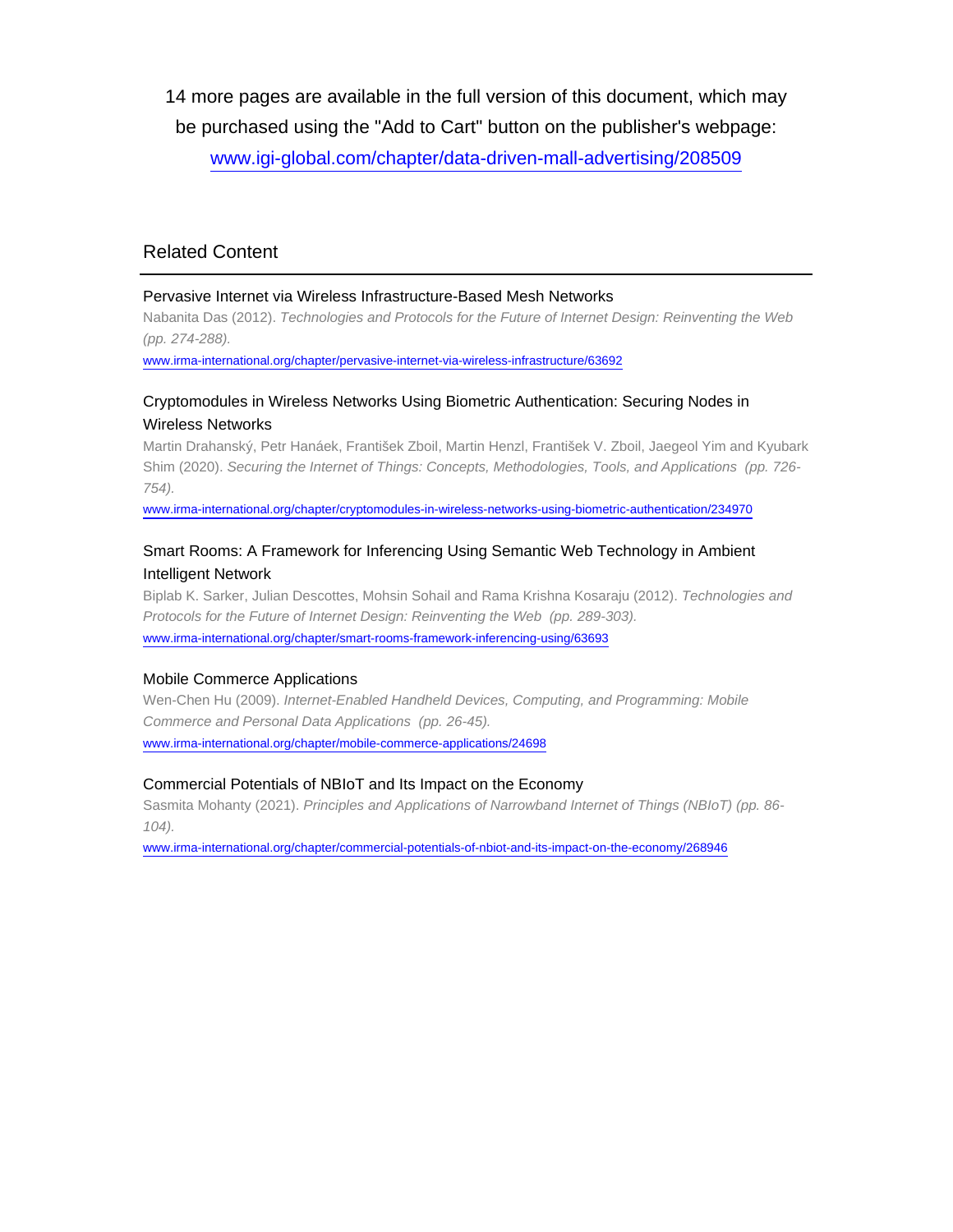14 more pages are available in the full version of this document, which may be purchased using the "Add to Cart" button on the publisher's webpage: www.igi-global.com/chapter/data-driven-mall-advertising/208509

## Related Content

### Pervasive Internet via Wireless Infrastructure-Based Mesh Networks

Nabanita Das (2012). *Technologies and Protocols for the Future of Internet Design: Reinventing the Web (pp. 274-288).*

www.irma-international.org/chapter/pervasive-internet-via-wireless-infrastructure/63692

### Cryptomodules in Wireless Networks Using Biometric Authentication: Securing Nodes in Wireless Networks

Martin Drahanský, Petr Hanáek, František Zboil, Martin Henzl, František V. Zboil, Jaegeol Yim and Kyubark Shim (2020). *Securing the Internet of Things: Concepts, Methodologies, Tools, and Applications (pp. 726-754).*

www.irma-international.org/chapter/cryptomodules-in-wireless-networks-using-biometric-authentication/234970

### Smart Rooms: A Framework for Inferencing Using Semantic Web Technology in Ambient Intelligent Network

Biplab K. Sarker, Julian Descottes, Mohsin Sohail and Rama Krishna Kosaraju (2012). *Technologies and Protocols for the Future of Internet Design: Reinventing the Web (pp. 289-303).*

www.irma-international.org/chapter/smart-rooms-framework-inferencing-using/63693

### Mobile Commerce Applications

Wen-Chen Hu (2009). *Internet-Enabled Handheld Devices, Computing, and Programming: Mobile Commerce and Personal Data Applications (pp. 26-45).*

www.irma-international.org/chapter/mobile-commerce-applications/24698

### Commercial Potentials of NBIoT and Its Impact on the Economy

Sasmita Mohanty (2021). *Principles and Applications of Narrowband Internet of Things (NBIoT) (pp. 86-104).*

www.irma-international.org/chapter/commercial-potentials-of-nbiot-and-its-impact-on-the-economy/268946